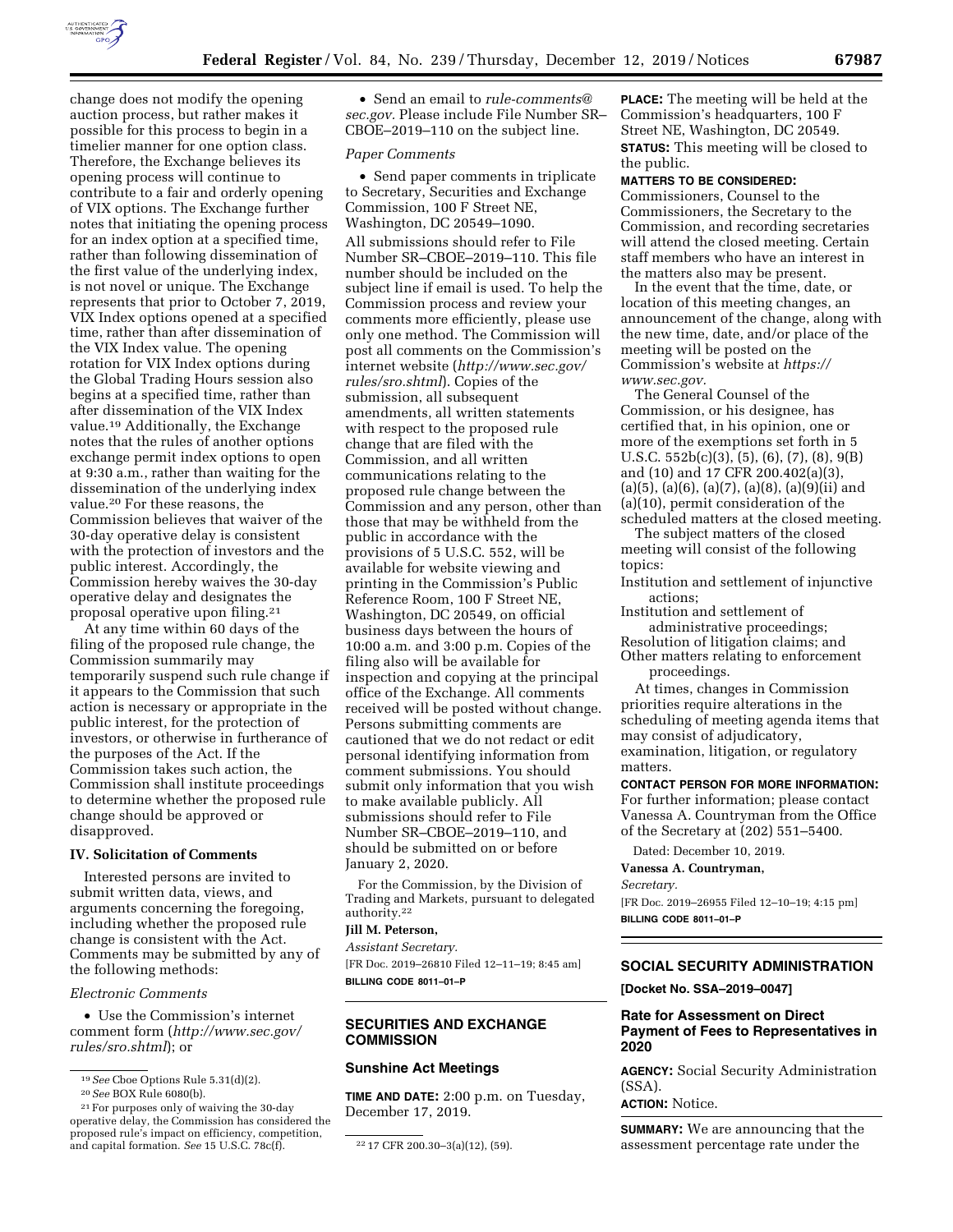change does not modify the opening auction process, but rather makes it possible for this process to begin in a timelier manner for one option class. Therefore, the Exchange believes its opening process will continue to contribute to a fair and orderly opening of VIX options. The Exchange further notes that initiating the opening process for an index option at a specified time, rather than following dissemination of the first value of the underlying index, is not novel or unique. The Exchange represents that prior to October 7, 2019, VIX Index options opened at a specified time, rather than after dissemination of the VIX Index value. The opening rotation for VIX Index options during the Global Trading Hours session also begins at a specified time, rather than after dissemination of the VIX Index value.[19] Additionally, the Exchange notes that the rules of another options exchange permit index options to open at 9:30 a.m., rather than waiting for the dissemination of the underlying index value.[20] For these reasons, the Commission believes that waiver of the 30-day operative delay is consistent with the protection of investors and the public interest. Accordingly, the Commission hereby waives the 30-day operative delay and designates the proposal operative upon filing.[21]

At any time within 60 days of the filing of the proposed rule change, the Commission summarily may temporarily suspend such rule change if it appears to the Commission that such action is necessary or appropriate in the public interest, for the protection of investors, or otherwise in furtherance of the purposes of the Act. If the Commission takes such action, the Commission shall institute proceedings to determine whether the proposed rule change should be approved or disapproved.

## IV. Solicitation of Comments

Interested persons are invited to submit written data, views, and arguments concerning the foregoing, including whether the proposed rule change is consistent with the Act. Comments may be submitted by any of the following methods:

*Electronic Comments*

- Use the Commission's internet comment form (*http://www.sec.gov/rules/sro.shtml*); or
- Send an email to *rule-comments@sec.gov.* Please include File Number SR–CBOE–2019–110 on the subject line.

*Paper Comments*

- Send paper comments in triplicate to Secretary, Securities and Exchange Commission, 100 F Street NE, Washington, DC 20549–1090.

All submissions should refer to File Number SR–CBOE–2019–110. This file number should be included on the subject line if email is used. To help the Commission process and review your comments more efficiently, please use only one method. The Commission will post all comments on the Commission's internet website (*http://www.sec.gov/rules/sro.shtml*). Copies of the submission, all subsequent amendments, all written statements with respect to the proposed rule change that are filed with the Commission, and all written communications relating to the proposed rule change between the Commission and any person, other than those that may be withheld from the public in accordance with the provisions of 5 U.S.C. 552, will be available for website viewing and printing in the Commission's Public Reference Room, 100 F Street NE, Washington, DC 20549, on official business days between the hours of 10:00 a.m. and 3:00 p.m. Copies of the filing also will be available for inspection and copying at the principal office of the Exchange. All comments received will be posted without change. Persons submitting comments are cautioned that we do not redact or edit personal identifying information from comment submissions. You should submit only information that you wish to make available publicly. All submissions should refer to File Number SR–CBOE–2019–110, and should be submitted on or before January 2, 2020.

For the Commission, by the Division of Trading and Markets, pursuant to delegated authority.[22]

**Jill M. Peterson,**

*Assistant Secretary.*

[FR Doc. 2019–26810 Filed 12–11–19; 8:45 am]

**BILLING CODE 8011–01–P**

[19] *See* Cboe Options Rule 5.31(d)(2).

[20] *See* BOX Rule 6080(b).

[21] For purposes only of waiving the 30-day operative delay, the Commission has considered the proposed rule's impact on efficiency, competition, and capital formation. *See* 15 U.S.C. 78c(f).

[22] 17 CFR 200.30–3(a)(12), (59).

## SECURITIES AND EXCHANGE COMMISSION

### Sunshine Act Meetings

**TIME AND DATE:** 2:00 p.m. on Tuesday, December 17, 2019.

**PLACE:** The meeting will be held at the Commission's headquarters, 100 F Street NE, Washington, DC 20549.

**STATUS:** This meeting will be closed to the public.

**MATTERS TO BE CONSIDERED:**

Commissioners, Counsel to the Commissioners, the Secretary to the Commission, and recording secretaries will attend the closed meeting. Certain staff members who have an interest in the matters also may be present.

In the event that the time, date, or location of this meeting changes, an announcement of the change, along with the new time, date, and/or place of the meeting will be posted on the Commission's website at *https://www.sec.gov.*

The General Counsel of the Commission, or his designee, has certified that, in his opinion, one or more of the exemptions set forth in 5 U.S.C. 552b(c)(3), (5), (6), (7), (8), 9(B) and (10) and 17 CFR 200.402(a)(3), (a)(5), (a)(6), (a)(7), (a)(8), (a)(9)(ii) and (a)(10), permit consideration of the scheduled matters at the closed meeting.

The subject matters of the closed meeting will consist of the following topics:

Institution and settlement of injunctive actions;

Institution and settlement of administrative proceedings;

Resolution of litigation claims; and

Other matters relating to enforcement proceedings.

At times, changes in Commission priorities require alterations in the scheduling of meeting agenda items that may consist of adjudicatory, examination, litigation, or regulatory matters.

**CONTACT PERSON FOR MORE INFORMATION:**

For further information; please contact Vanessa A. Countryman from the Office of the Secretary at (202) 551–5400.

Dated: December 10, 2019.

**Vanessa A. Countryman,**

*Secretary.*

[FR Doc. 2019–26955 Filed 12–10–19; 4:15 pm]

**BILLING CODE 8011–01–P**

## SOCIAL SECURITY ADMINISTRATION

**[Docket No. SSA–2019–0047]**

### Rate for Assessment on Direct Payment of Fees to Representatives in 2020

**AGENCY:** Social Security Administration (SSA).

**ACTION:** Notice.

**SUMMARY:** We are announcing that the assessment percentage rate under the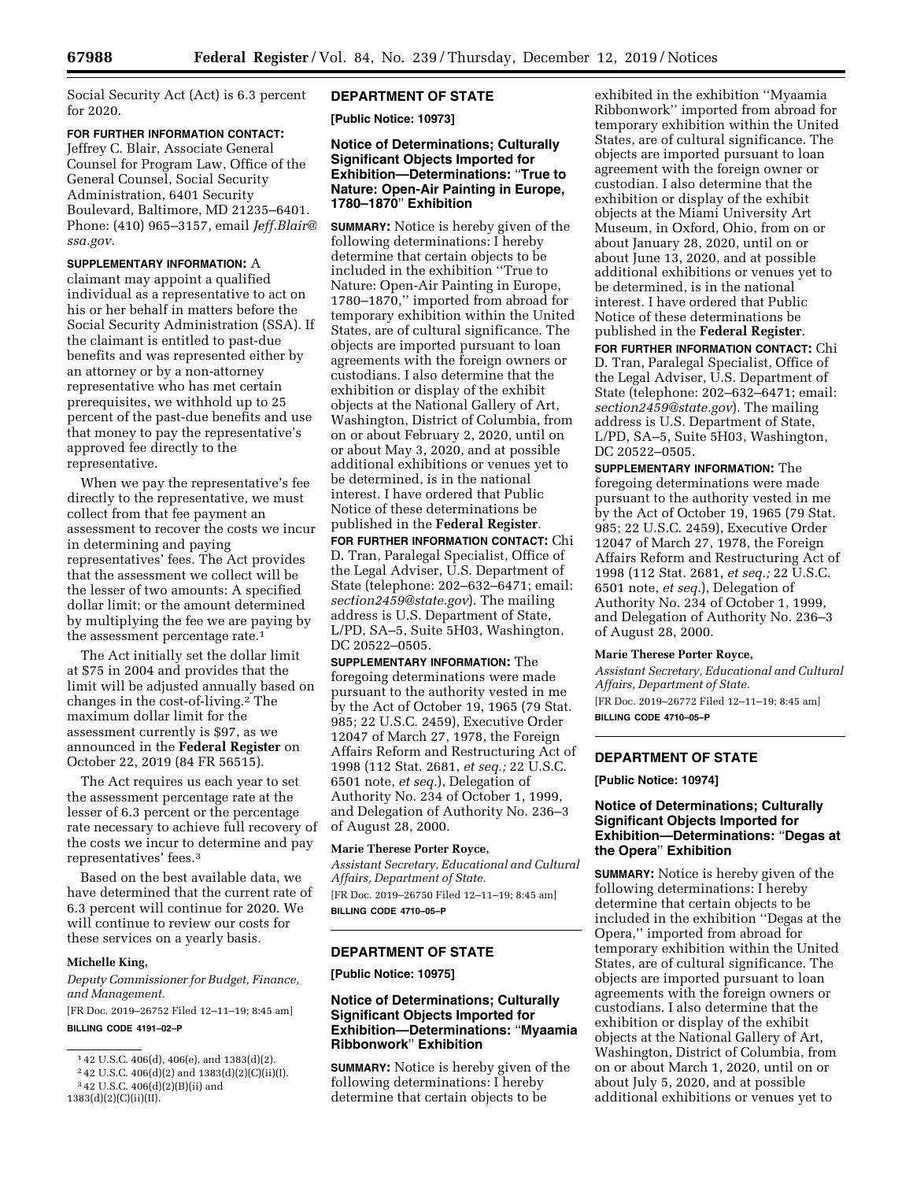Social Security Act (Act) is 6.3 percent for 2020.

**FOR FURTHER INFORMATION CONTACT:** Jeffrey C. Blair, Associate General Counsel for Program Law, Office of the General Counsel, Social Security Administration, 6401 Security Boulevard, Baltimore, MD 21235–6401. Phone: (410) 965–3157, email *Jeff.Blair@ssa.gov.*

**SUPPLEMENTARY INFORMATION:** A claimant may appoint a qualified individual as a representative to act on his or her behalf in matters before the Social Security Administration (SSA). If the claimant is entitled to past-due benefits and was represented either by an attorney or by a non-attorney representative who has met certain prerequisites, we withhold up to 25 percent of the past-due benefits and use that money to pay the representative's approved fee directly to the representative.

When we pay the representative's fee directly to the representative, we must collect from that fee payment an assessment to recover the costs we incur in determining and paying representatives' fees. The Act provides that the assessment we collect will be the lesser of two amounts: A specified dollar limit; or the amount determined by multiplying the fee we are paying by the assessment percentage rate.[1]

The Act initially set the dollar limit at $75 in 2004 and provides that the limit will be adjusted annually based on changes in the cost-of-living.[2] The maximum dollar limit for the assessment currently is $97, as we announced in the **Federal Register** on October 22, 2019 (84 FR 56515).

The Act requires us each year to set the assessment percentage rate at the lesser of 6.3 percent or the percentage rate necessary to achieve full recovery of the costs we incur to determine and pay representatives' fees.[3]

Based on the best available data, we have determined that the current rate of 6.3 percent will continue for 2020. We will continue to review our costs for these services on a yearly basis.

**Michelle King,**

*Deputy Commissioner for Budget, Finance, and Management.*

[FR Doc. 2019–26752 Filed 12–11–19; 8:45 am]

**BILLING CODE 4191–02–P**

[1] 42 U.S.C. 406(d), 406(e), and 1383(d)(2).

[2] 42 U.S.C. 406(d)(2) and 1383(d)(2)(C)(ii)(I).

[3] 42 U.S.C. 406(d)(2)(B)(ii) and 1383(d)(2)(C)(ii)(II).

## DEPARTMENT OF STATE

**[Public Notice: 10973]**

### Notice of Determinations; Culturally Significant Objects Imported for Exhibition—Determinations: "True to Nature: Open-Air Painting in Europe, 1780–1870" Exhibition

**SUMMARY:** Notice is hereby given of the following determinations: I hereby determine that certain objects to be included in the exhibition "True to Nature: Open-Air Painting in Europe, 1780–1870," imported from abroad for temporary exhibition within the United States, are of cultural significance. The objects are imported pursuant to loan agreements with the foreign owners or custodians. I also determine that the exhibition or display of the exhibit objects at the National Gallery of Art, Washington, District of Columbia, from on or about February 2, 2020, until on or about May 3, 2020, and at possible additional exhibitions or venues yet to be determined, is in the national interest. I have ordered that Public Notice of these determinations be published in the **Federal Register**.

**FOR FURTHER INFORMATION CONTACT:** Chi D. Tran, Paralegal Specialist, Office of the Legal Adviser, U.S. Department of State (telephone: 202–632–6471; email: *section2459@state.gov*). The mailing address is U.S. Department of State, L/PD, SA–5, Suite 5H03, Washington, DC 20522–0505.

**SUPPLEMENTARY INFORMATION:** The foregoing determinations were made pursuant to the authority vested in me by the Act of October 19, 1965 (79 Stat. 985; 22 U.S.C. 2459), Executive Order 12047 of March 27, 1978, the Foreign Affairs Reform and Restructuring Act of 1998 (112 Stat. 2681, *et seq.;* 22 U.S.C. 6501 note, *et seq.*), Delegation of Authority No. 234 of October 1, 1999, and Delegation of Authority No. 236–3 of August 28, 2000.

**Marie Therese Porter Royce,**

*Assistant Secretary, Educational and Cultural Affairs, Department of State.*

[FR Doc. 2019–26750 Filed 12–11–19; 8:45 am]

**BILLING CODE 4710–05–P**

## DEPARTMENT OF STATE

**[Public Notice: 10975]**

### Notice of Determinations; Culturally Significant Objects Imported for Exhibition—Determinations: "Myaamia Ribbonwork" Exhibition

**SUMMARY:** Notice is hereby given of the following determinations: I hereby determine that certain objects to be exhibited in the exhibition "Myaamia Ribbonwork" imported from abroad for temporary exhibition within the United States, are of cultural significance. The objects are imported pursuant to loan agreement with the foreign owner or custodian. I also determine that the exhibition or display of the exhibit objects at the Miami University Art Museum, in Oxford, Ohio, from on or about January 28, 2020, until on or about June 13, 2020, and at possible additional exhibitions or venues yet to be determined, is in the national interest. I have ordered that Public Notice of these determinations be published in the **Federal Register**.

**FOR FURTHER INFORMATION CONTACT:** Chi D. Tran, Paralegal Specialist, Office of the Legal Adviser, U.S. Department of State (telephone: 202–632–6471; email: *section2459@state.gov*). The mailing address is U.S. Department of State, L/PD, SA–5, Suite 5H03, Washington, DC 20522–0505.

**SUPPLEMENTARY INFORMATION:** The foregoing determinations were made pursuant to the authority vested in me by the Act of October 19, 1965 (79 Stat. 985; 22 U.S.C. 2459), Executive Order 12047 of March 27, 1978, the Foreign Affairs Reform and Restructuring Act of 1998 (112 Stat. 2681, *et seq.;* 22 U.S.C. 6501 note, *et seq.*), Delegation of Authority No. 234 of October 1, 1999, and Delegation of Authority No. 236–3 of August 28, 2000.

**Marie Therese Porter Royce,**

*Assistant Secretary, Educational and Cultural Affairs, Department of State.*

[FR Doc. 2019–26772 Filed 12–11–19; 8:45 am]

**BILLING CODE 4710–05–P**

## DEPARTMENT OF STATE

**[Public Notice: 10974]**

### Notice of Determinations; Culturally Significant Objects Imported for Exhibition—Determinations: "Degas at the Opera" Exhibition

**SUMMARY:** Notice is hereby given of the following determinations: I hereby determine that certain objects to be included in the exhibition "Degas at the Opera," imported from abroad for temporary exhibition within the United States, are of cultural significance. The objects are imported pursuant to loan agreements with the foreign owners or custodians. I also determine that the exhibition or display of the exhibit objects at the National Gallery of Art, Washington, District of Columbia, from on or about March 1, 2020, until on or about July 5, 2020, and at possible additional exhibitions or venues yet to